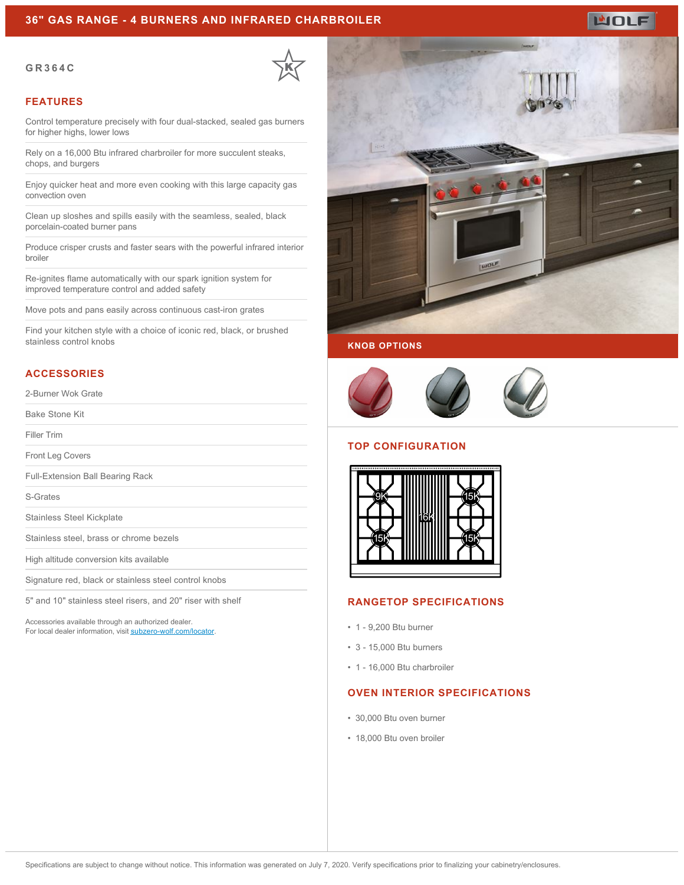# 36" GAS RANGE - 4 BURNERS AND INFRARED CHARBROILER

GR364C

## FEATURES

Control temperature precisely with four dual-stacked, sealed gas burners for higher highs, lower lows

Rely on a 16,000 Btu infrared charbroiler for more succulent steaks, chops, and burgers

Enjoy quicker heat and more even cooking with this large capacity gas convection oven

Clean up sloshes and spills easily with the seamless, sealed, black porcelain-coated burner pans

Produce crisper crusts and faster sears with the powerful infrared interior broiler

Re-ignites flame automatically with our spark ignition system for improved temperature control and added safety

Move pots and pans easily across continuous cast-iron grates

Find your kitchen style with a choice of iconic red, black, or brushed stainless control knobs

## ACCESSORIES

2-Burner Wok Grate

Bake Stone Kit

Filler Trim

Front Leg Covers

Full-Extension Ball Bearing Rack

S-Grates

Stainless Steel Kickplate

Stainless steel, brass or chrome bezels

High altitude conversion kits available

Signature red, black or stainless steel control knobs

5" and 10" stainless steel risers, and 20" riser with shelf

Accessories available through an authorized dealer.
For local dealer information, visit subzero-wolf.com/locator.

## KNOB OPTIONS

## TOP CONFIGURATION

9K | 16K | 15K
15K | | 15K

## RANGETOP SPECIFICATIONS

- 1 - 9,200 Btu burner
- 3 - 15,000 Btu burners
- 1 - 16,000 Btu charbroiler

## OVEN INTERIOR SPECIFICATIONS

- 30,000 Btu oven burner
- 18,000 Btu oven broiler

Specifications are subject to change without notice. This information was generated on July 7, 2020. Verify specifications prior to finalizing your cabinetry/enclosures.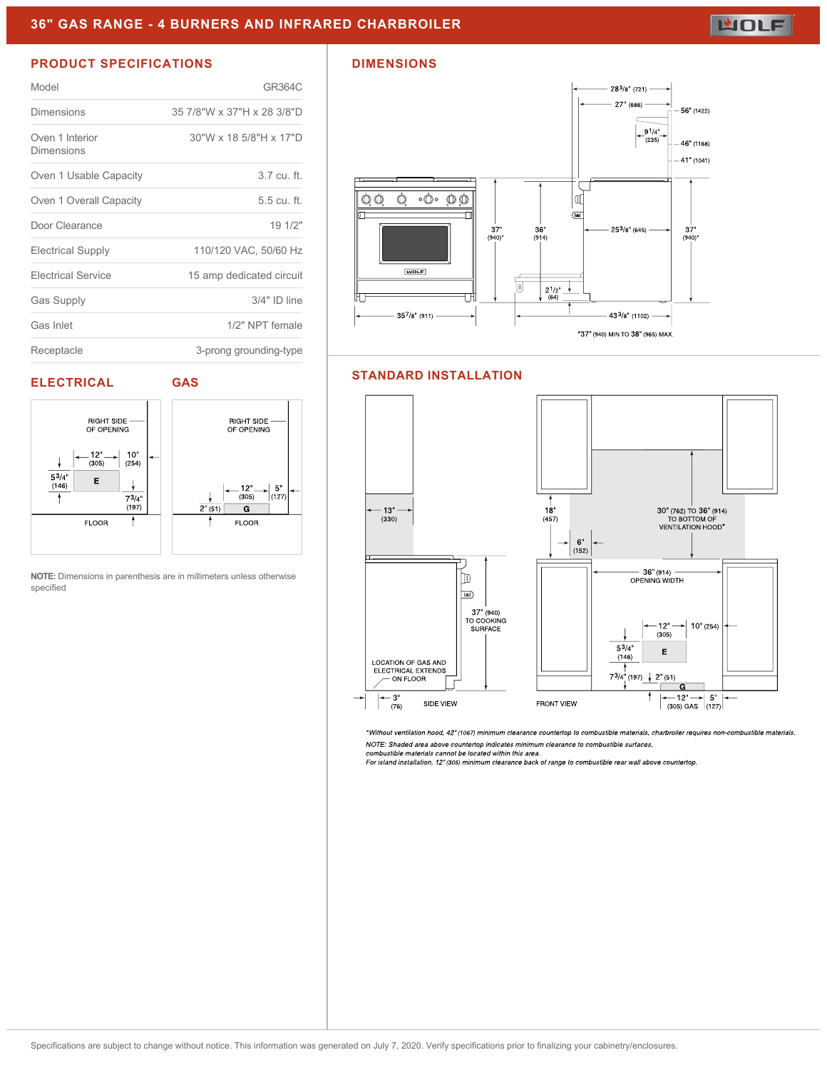# 36" GAS RANGE - 4 BURNERS AND INFRARED CHARBROILER

## PRODUCT SPECIFICATIONS

| | |
|---|---|
| Model | GR364C |
| Dimensions | 35 7/8"W x 37"H x 28 3/8"D |
| Oven 1 Interior Dimensions | 30"W x 18 5/8"H x 17"D |
| Oven 1 Usable Capacity | 3.7 cu. ft. |
| Oven 1 Overall Capacity | 5.5 cu. ft. |
| Door Clearance | 19 1/2" |
| Electrical Supply | 110/120 VAC, 50/60 Hz |
| Electrical Service | 15 amp dedicated circuit |
| Gas Supply | 3/4" ID line |
| Gas Inlet | 1/2" NPT female |
| Receptacle | 3-prong grounding-type |

## ELECTRICAL

RIGHT SIDE OF OPENING
12" (305)
10" (254)
5 3/4" (146)
E
7 3/4" (197)
FLOOR

## GAS

RIGHT SIDE OF OPENING
12" (305)
5" (127)
2" (51)
G
FLOOR

**NOTE:** Dimensions in parenthesis are in millimeters unless otherwise specified

## DIMENSIONS

28 3/8" (721)
27" (686)
56" (1422)
9 1/4" (235)
46" (1168)
41" (1041)
37" (940)*
36" (914)
25 3/8" (645)
37" (940)*
2 1/2" (64)
35 7/8" (911)
43 3/8" (1102)
*37" (940) MIN TO 38" (965) MAX.

## STANDARD INSTALLATION

13" (330)
18" (457)
6" (152)
30" (762) TO 36" (914) TO BOTTOM OF VENTILATION HOOD*
37" (940) TO COOKING SURFACE
36" (914) OPENING WIDTH
12" (305)
10" (254)
5 3/4" (146)
E
7 3/4" (197)
2" (51)
G
LOCATION OF GAS AND ELECTRICAL EXTENDS ON FLOOR
3" (76)
SIDE VIEW
FRONT VIEW
12" (305) GAS
5" (127)

*\*Without ventilation hood, 42" (1067) minimum clearance countertop to combustible materials, charbroiler requires non-combustible materials.*

*NOTE: Shaded area above countertop indicates minimum clearance to combustible surfaces, combustible materials cannot be located within this area.*

*For island installation, 12" (305) minimum clearance back of range to combustible rear wall above countertop.*

Specifications are subject to change without notice. This information was generated on July 7, 2020. Verify specifications prior to finalizing your cabinetry/enclosures.